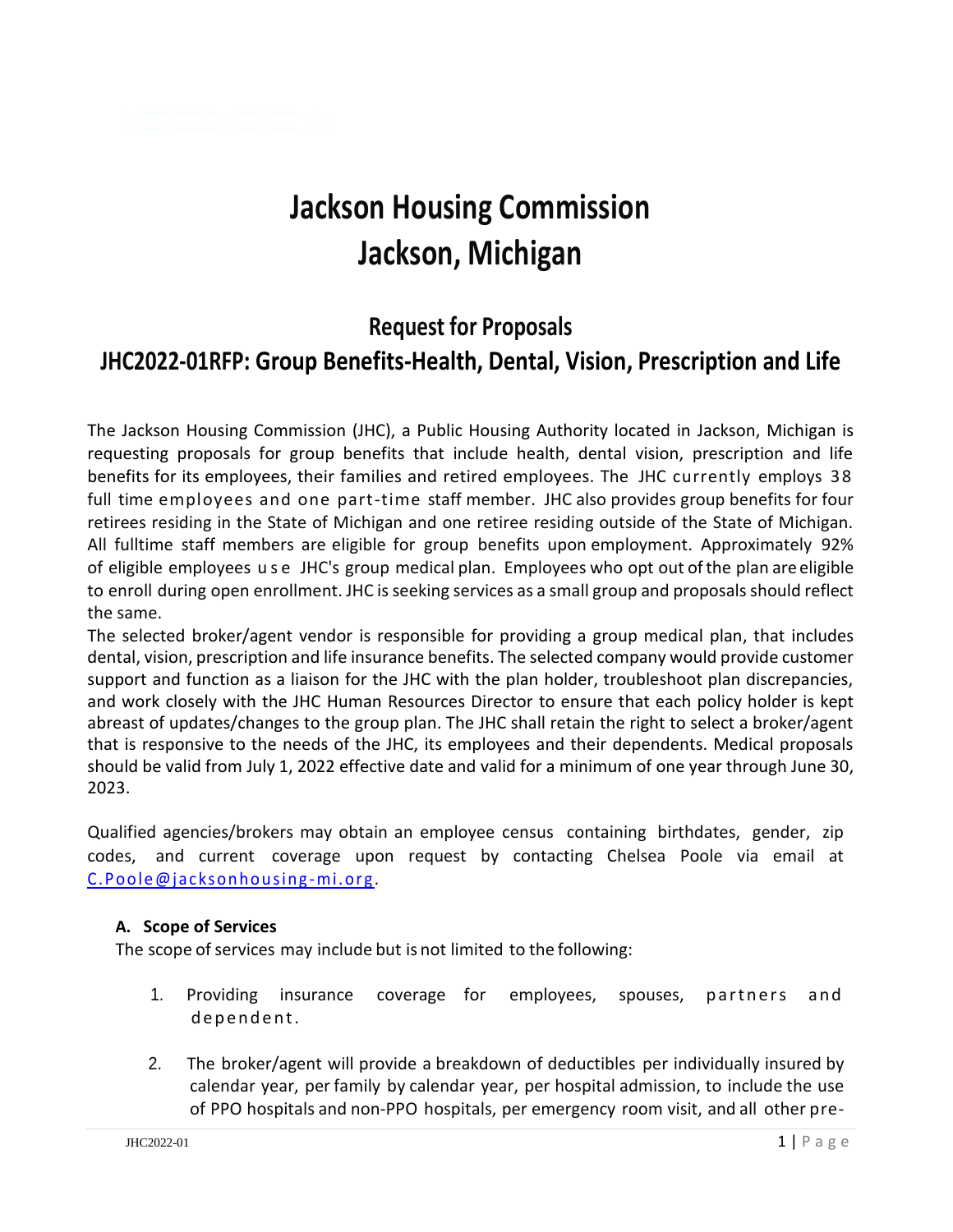# Jackson Housing Commission
# Jackson, Michigan

## Request for Proposals
## JHC2022-01RFP: Group Benefits-Health, Dental, Vision, Prescription and Life

The Jackson Housing Commission (JHC), a Public Housing Authority located in Jackson, Michigan is requesting proposals for group benefits that include health, dental vision, prescription and life benefits for its employees, their families and retired employees. The JHC currently employs 38 full time employees and one part-time staff member. JHC also provides group benefits for four retirees residing in the State of Michigan and one retiree residing outside of the State of Michigan. All fulltime staff members are eligible for group benefits upon employment. Approximately 92% of eligible employees use JHC's group medical plan. Employees who opt out of the plan are eligible to enroll during open enrollment. JHC is seeking services as a small group and proposals should reflect the same.

The selected broker/agent vendor is responsible for providing a group medical plan, that includes dental, vision, prescription and life insurance benefits. The selected company would provide customer support and function as a liaison for the JHC with the plan holder, troubleshoot plan discrepancies, and work closely with the JHC Human Resources Director to ensure that each policy holder is kept abreast of updates/changes to the group plan. The JHC shall retain the right to select a broker/agent that is responsive to the needs of the JHC, its employees and their dependents. Medical proposals should be valid from July 1, 2022 effective date and valid for a minimum of one year through June 30, 2023.

Qualified agencies/brokers may obtain an employee census containing birthdates, gender, zip codes, and current coverage upon request by contacting Chelsea Poole via email at C.Poole@jacksonhousing-mi.org.

### A. Scope of Services

The scope of services may include but is not limited to the following:

1. Providing insurance coverage for employees, spouses, partners and dependent.
2. The broker/agent will provide a breakdown of deductibles per individually insured by calendar year, per family by calendar year, per hospital admission, to include the use of PPO hospitals and non-PPO hospitals, per emergency room visit, and all other pre-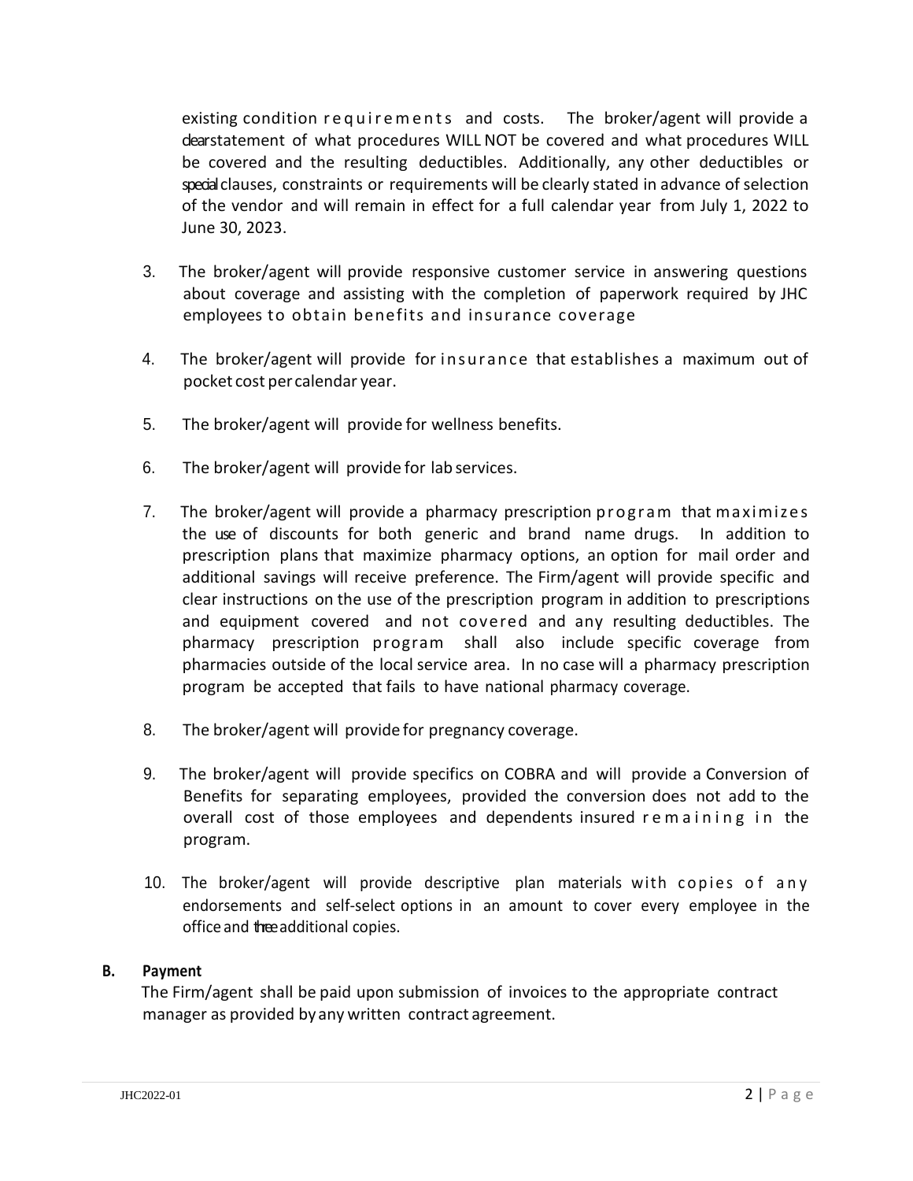existing condition requirements and costs. The broker/agent will provide a clearstatement of what procedures WILL NOT be covered and what procedures WILL be covered and the resulting deductibles. Additionally, any other deductibles or special clauses, constraints or requirements will be clearly stated in advance of selection of the vendor and will remain in effect for a full calendar year from July 1, 2022 to June 30, 2023.

3. The broker/agent will provide responsive customer service in answering questions about coverage and assisting with the completion of paperwork required by JHC employees to obtain benefits and insurance coverage

4. The broker/agent will provide for insurance that establishes a maximum out of pocket cost per calendar year.

5. The broker/agent will provide for wellness benefits.

6. The broker/agent will provide for lab services.

7. The broker/agent will provide a pharmacy prescription program that maximizes the use of discounts for both generic and brand name drugs. In addition to prescription plans that maximize pharmacy options, an option for mail order and additional savings will receive preference. The Firm/agent will provide specific and clear instructions on the use of the prescription program in addition to prescriptions and equipment covered and not covered and any resulting deductibles. The pharmacy prescription program shall also include specific coverage from pharmacies outside of the local service area. In no case will a pharmacy prescription program be accepted that fails to have national pharmacy coverage.

8. The broker/agent will provide for pregnancy coverage.

9. The broker/agent will provide specifics on COBRA and will provide a Conversion of Benefits for separating employees, provided the conversion does not add to the overall cost of those employees and dependents insured remaining in the program.

10. The broker/agent will provide descriptive plan materials with copies of any endorsements and self-select options in an amount to cover every employee in the office and three additional copies.

**B. Payment**

The Firm/agent shall be paid upon submission of invoices to the appropriate contract manager as provided by any written contract agreement.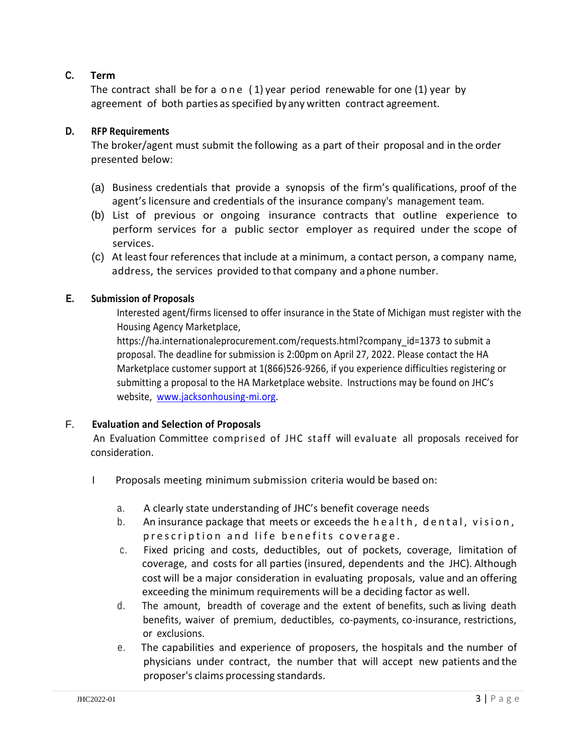### C. Term

The contract shall be for a one (1) year period renewable for one (1) year by agreement of both parties as specified by any written contract agreement.

### D. RFP Requirements

The broker/agent must submit the following as a part of their proposal and in the order presented below:

(a) Business credentials that provide a synopsis of the firm's qualifications, proof of the agent's licensure and credentials of the insurance company's management team.

(b) List of previous or ongoing insurance contracts that outline experience to perform services for a public sector employer as required under the scope of services.

(c) At least four references that include at a minimum, a contact person, a company name, address, the services provided to that company and a phone number.

### E. Submission of Proposals

Interested agent/firms licensed to offer insurance in the State of Michigan must register with the Housing Agency Marketplace, https://ha.internationaleprocurement.com/requests.html?company_id=1373 to submit a proposal. The deadline for submission is 2:00pm on April 27, 2022. Please contact the HA Marketplace customer support at 1(866)526-9266, if you experience difficulties registering or submitting a proposal to the HA Marketplace website. Instructions may be found on JHC's website, [www.jacksonhousing-mi.org](http://www.jacksonhousing-mi.org).

### F. Evaluation and Selection of Proposals

An Evaluation Committee comprised of JHC staff will evaluate all proposals received for consideration.

I Proposals meeting minimum submission criteria would be based on:

a. A clearly state understanding of JHC's benefit coverage needs

b. An insurance package that meets or exceeds the health, dental, vision, prescription and life benefits coverage.

c. Fixed pricing and costs, deductibles, out of pockets, coverage, limitation of coverage, and costs for all parties (insured, dependents and the JHC). Although cost will be a major consideration in evaluating proposals, value and an offering exceeding the minimum requirements will be a deciding factor as well.

d. The amount, breadth of coverage and the extent of benefits, such as living death benefits, waiver of premium, deductibles, co-payments, co-insurance, restrictions, or exclusions.

e. The capabilities and experience of proposers, the hospitals and the number of physicians under contract, the number that will accept new patients and the proposer's claims processing standards.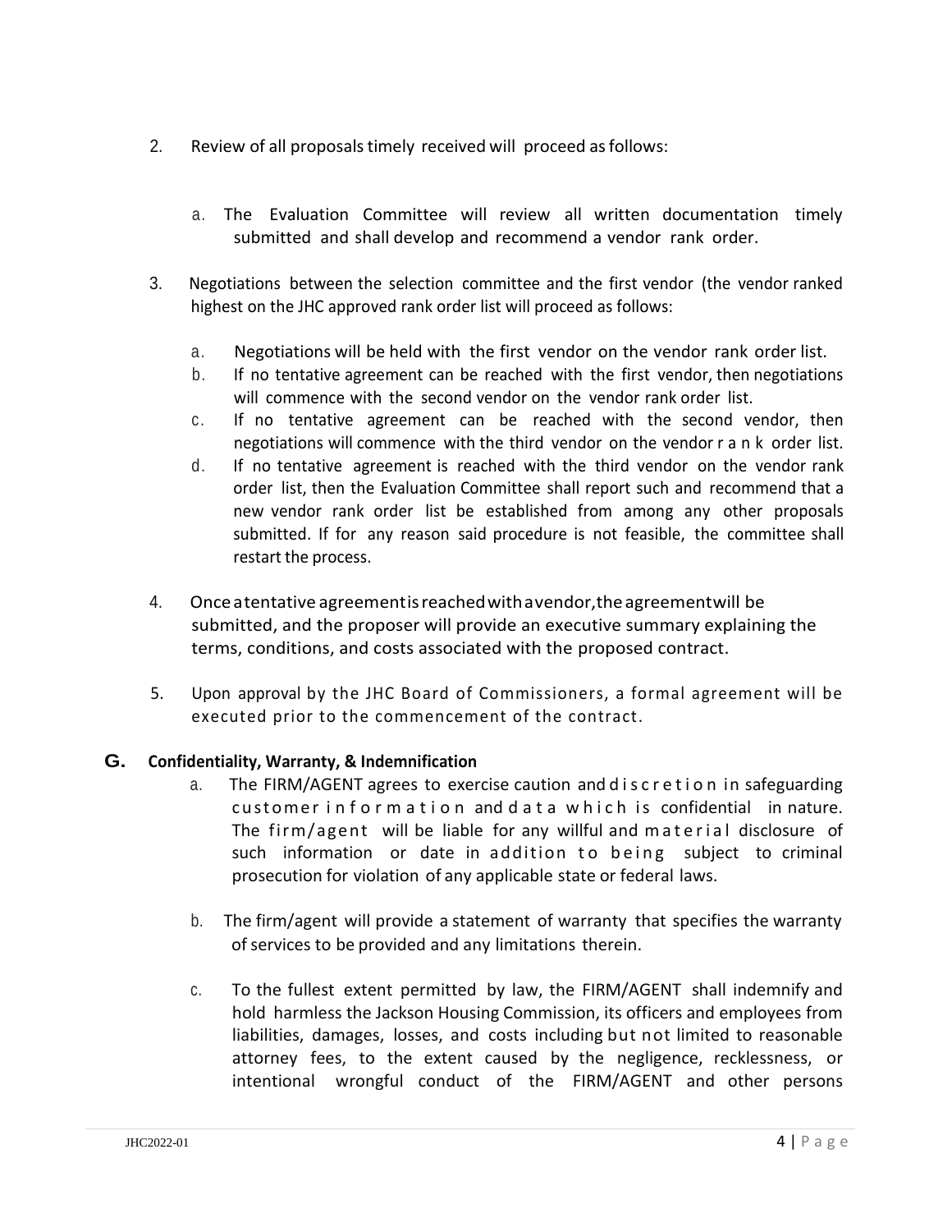2. Review of all proposals timely received will proceed as follows:

   a. The Evaluation Committee will review all written documentation timely submitted and shall develop and recommend a vendor rank order.

3. Negotiations between the selection committee and the first vendor (the vendor ranked highest on the JHC approved rank order list will proceed as follows:

   a. Negotiations will be held with the first vendor on the vendor rank order list.
   b. If no tentative agreement can be reached with the first vendor, then negotiations will commence with the second vendor on the vendor rank order list.
   c. If no tentative agreement can be reached with the second vendor, then negotiations will commence with the third vendor on the vendor rank order list.
   d. If no tentative agreement is reached with the third vendor on the vendor rank order list, then the Evaluation Committee shall report such and recommend that a new vendor rank order list be established from among any other proposals submitted. If for any reason said procedure is not feasible, the committee shall restart the process.

4. Once a tentative agreement is reached with a vendor, the agreement will be submitted, and the proposer will provide an executive summary explaining the terms, conditions, and costs associated with the proposed contract.

5. Upon approval by the JHC Board of Commissioners, a formal agreement will be executed prior to the commencement of the contract.

## G. Confidentiality, Warranty, & Indemnification

a. The FIRM/AGENT agrees to exercise caution and discretion in safeguarding customer information and data which is confidential in nature. The firm/agent will be liable for any willful and material disclosure of such information or date in addition to being subject to criminal prosecution for violation of any applicable state or federal laws.

b. The firm/agent will provide a statement of warranty that specifies the warranty of services to be provided and any limitations therein.

c. To the fullest extent permitted by law, the FIRM/AGENT shall indemnify and hold harmless the Jackson Housing Commission, its officers and employees from liabilities, damages, losses, and costs including but not limited to reasonable attorney fees, to the extent caused by the negligence, recklessness, or intentional wrongful conduct of the FIRM/AGENT and other persons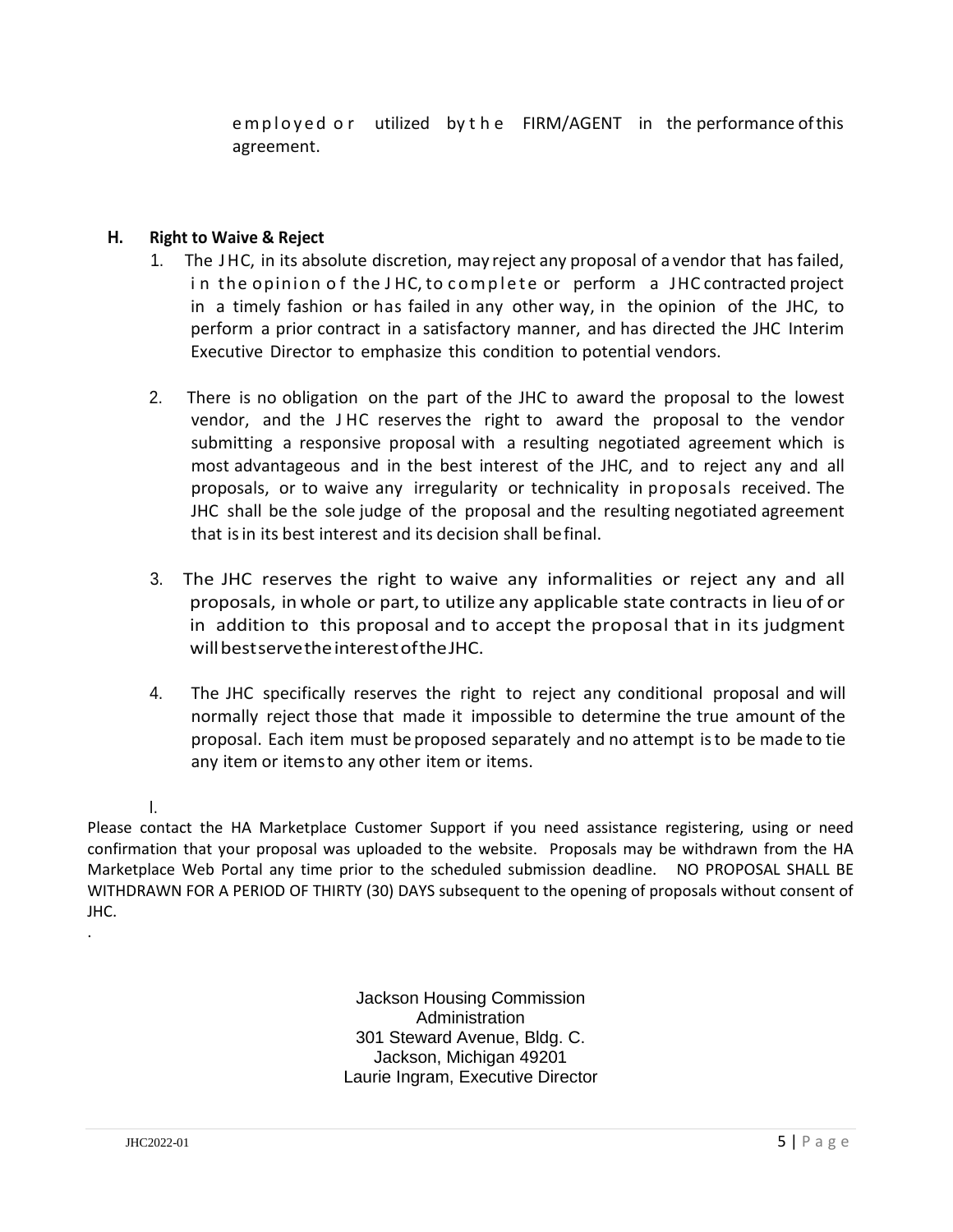employed or utilized by the FIRM/AGENT in the performance of this agreement.

**H. Right to Waive & Reject**

1. The JHC, in its absolute discretion, may reject any proposal of a vendor that has failed, in the opinion of the JHC, to complete or perform a JHC contracted project in a timely fashion or has failed in any other way, in the opinion of the JHC, to perform a prior contract in a satisfactory manner, and has directed the JHC Interim Executive Director to emphasize this condition to potential vendors.

2. There is no obligation on the part of the JHC to award the proposal to the lowest vendor, and the JHC reserves the right to award the proposal to the vendor submitting a responsive proposal with a resulting negotiated agreement which is most advantageous and in the best interest of the JHC, and to reject any and all proposals, or to waive any irregularity or technicality in proposals received. The JHC shall be the sole judge of the proposal and the resulting negotiated agreement that is in its best interest and its decision shall be final.

3. The JHC reserves the right to waive any informalities or reject any and all proposals, in whole or part, to utilize any applicable state contracts in lieu of or in addition to this proposal and to accept the proposal that in its judgment will best serve the interest of the JHC.

4. The JHC specifically reserves the right to reject any conditional proposal and will normally reject those that made it impossible to determine the true amount of the proposal. Each item must be proposed separately and no attempt is to be made to tie any item or items to any other item or items.

I.

Please contact the HA Marketplace Customer Support if you need assistance registering, using or need confirmation that your proposal was uploaded to the website. Proposals may be withdrawn from the HA Marketplace Web Portal any time prior to the scheduled submission deadline. NO PROPOSAL SHALL BE WITHDRAWN FOR A PERIOD OF THIRTY (30) DAYS subsequent to the opening of proposals without consent of JHC.

.

Jackson Housing Commission
Administration
301 Steward Avenue, Bldg. C.
Jackson, Michigan 49201
Laurie Ingram, Executive Director